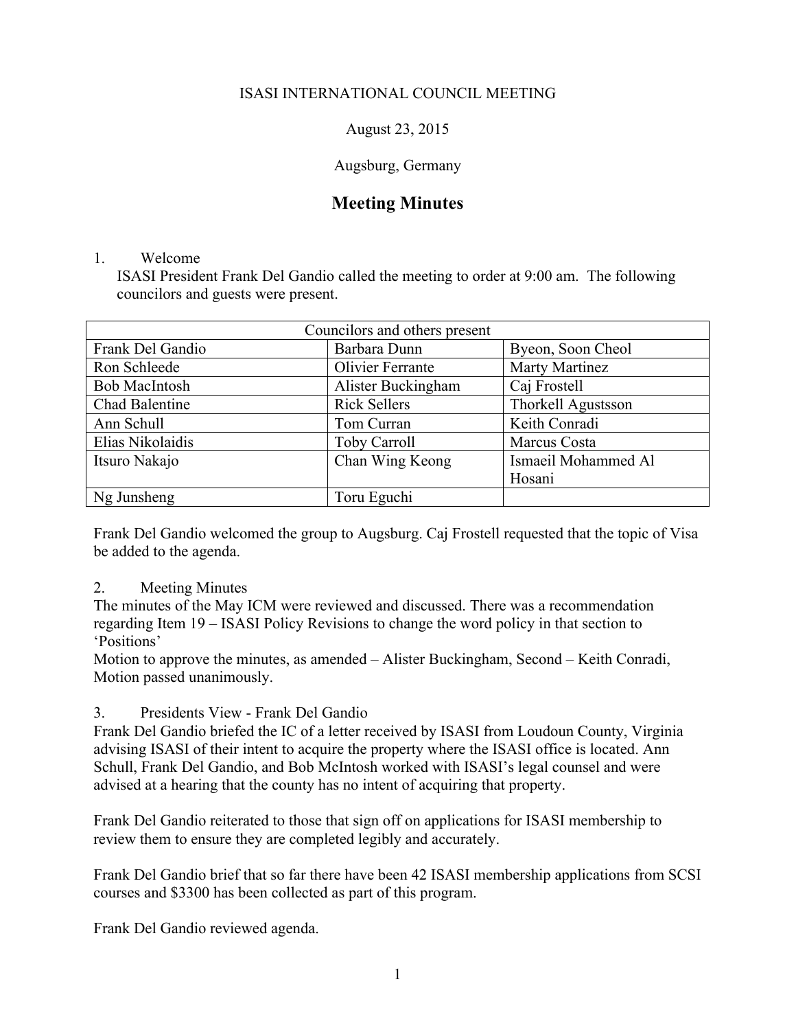ISASI INTERNATIONAL COUNCIL MEETING

August 23, 2015

Augsburg, Germany

# Meeting Minutes

1. Welcome

ISASI President Frank Del Gandio called the meeting to order at 9:00 am. The following councilors and guests were present.

| Councilors and others present | | |
|---|---|---|
| Frank Del Gandio | Barbara Dunn | Byeon, Soon Cheol |
| Ron Schleede | Olivier Ferrante | Marty Martinez |
| Bob MacIntosh | Alister Buckingham | Caj Frostell |
| Chad Balentine | Rick Sellers | Thorkell Agustsson |
| Ann Schull | Tom Curran | Keith Conradi |
| Elias Nikolaidis | Toby Carroll | Marcus Costa |
| Itsuro Nakajo | Chan Wing Keong | Ismaeil Mohammed Al Hosani |
| Ng Junsheng | Toru Eguchi | |

Frank Del Gandio welcomed the group to Augsburg. Caj Frostell requested that the topic of Visa be added to the agenda.

2. Meeting Minutes

The minutes of the May ICM were reviewed and discussed. There was a recommendation regarding Item 19 – ISASI Policy Revisions to change the word policy in that section to 'Positions'

Motion to approve the minutes, as amended – Alister Buckingham, Second – Keith Conradi, Motion passed unanimously.

3. Presidents View - Frank Del Gandio

Frank Del Gandio briefed the IC of a letter received by ISASI from Loudoun County, Virginia advising ISASI of their intent to acquire the property where the ISASI office is located. Ann Schull, Frank Del Gandio, and Bob McIntosh worked with ISASI's legal counsel and were advised at a hearing that the county has no intent of acquiring that property.

Frank Del Gandio reiterated to those that sign off on applications for ISASI membership to review them to ensure they are completed legibly and accurately.

Frank Del Gandio brief that so far there have been 42 ISASI membership applications from SCSI courses and $3300 has been collected as part of this program.

Frank Del Gandio reviewed agenda.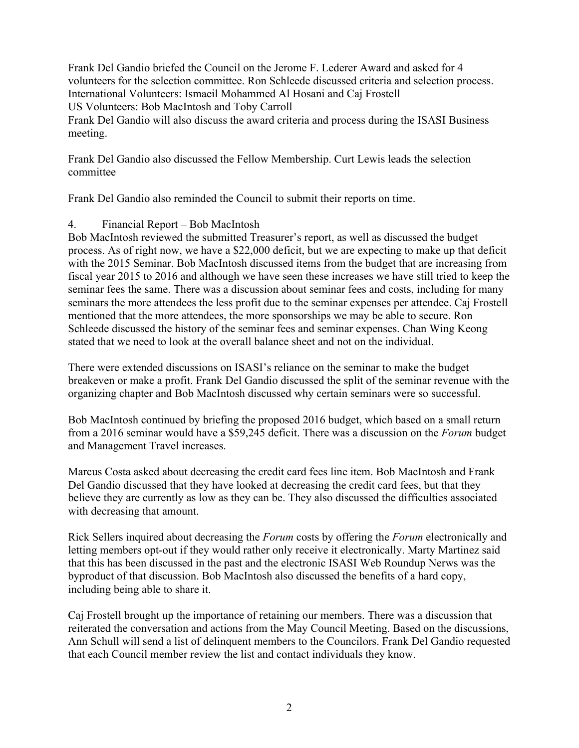Frank Del Gandio briefed the Council on the Jerome F. Lederer Award and asked for 4 volunteers for the selection committee. Ron Schleede discussed criteria and selection process.
International Volunteers: Ismaeil Mohammed Al Hosani and Caj Frostell
US Volunteers: Bob MacIntosh and Toby Carroll
Frank Del Gandio will also discuss the award criteria and process during the ISASI Business meeting.

Frank Del Gandio also discussed the Fellow Membership. Curt Lewis leads the selection committee

Frank Del Gandio also reminded the Council to submit their reports on time.

4. Financial Report – Bob MacIntosh

Bob MacIntosh reviewed the submitted Treasurer's report, as well as discussed the budget process. As of right now, we have a $22,000 deficit, but we are expecting to make up that deficit with the 2015 Seminar. Bob MacIntosh discussed items from the budget that are increasing from fiscal year 2015 to 2016 and although we have seen these increases we have still tried to keep the seminar fees the same. There was a discussion about seminar fees and costs, including for many seminars the more attendees the less profit due to the seminar expenses per attendee. Caj Frostell mentioned that the more attendees, the more sponsorships we may be able to secure. Ron Schleede discussed the history of the seminar fees and seminar expenses. Chan Wing Keong stated that we need to look at the overall balance sheet and not on the individual.

There were extended discussions on ISASI's reliance on the seminar to make the budget breakeven or make a profit. Frank Del Gandio discussed the split of the seminar revenue with the organizing chapter and Bob MacIntosh discussed why certain seminars were so successful.

Bob MacIntosh continued by briefing the proposed 2016 budget, which based on a small return from a 2016 seminar would have a $59,245 deficit. There was a discussion on the *Forum* budget and Management Travel increases.

Marcus Costa asked about decreasing the credit card fees line item. Bob MacIntosh and Frank Del Gandio discussed that they have looked at decreasing the credit card fees, but that they believe they are currently as low as they can be. They also discussed the difficulties associated with decreasing that amount.

Rick Sellers inquired about decreasing the *Forum* costs by offering the *Forum* electronically and letting members opt-out if they would rather only receive it electronically. Marty Martinez said that this has been discussed in the past and the electronic ISASI Web Roundup Nerws was the byproduct of that discussion. Bob MacIntosh also discussed the benefits of a hard copy, including being able to share it.

Caj Frostell brought up the importance of retaining our members. There was a discussion that reiterated the conversation and actions from the May Council Meeting. Based on the discussions, Ann Schull will send a list of delinquent members to the Councilors. Frank Del Gandio requested that each Council member review the list and contact individuals they know.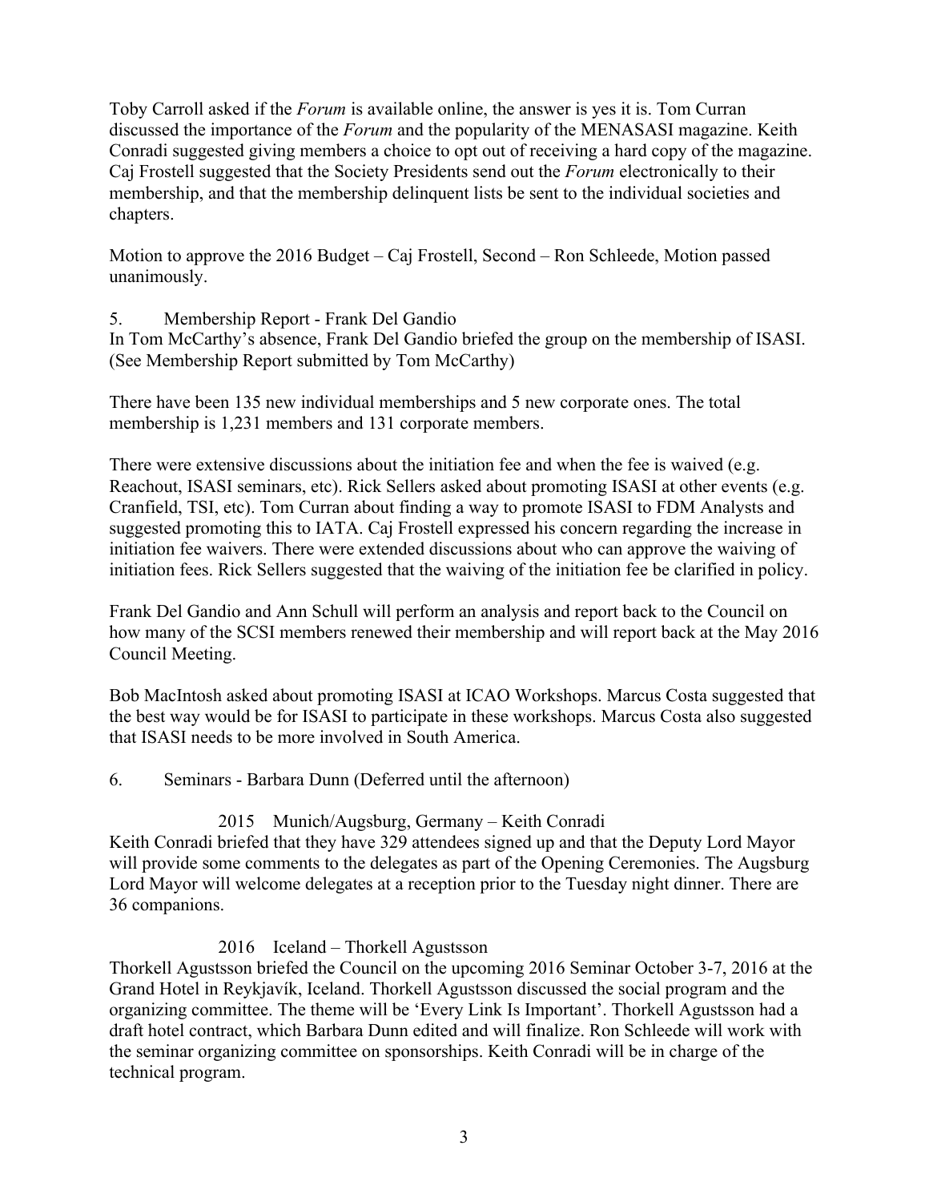Toby Carroll asked if the *Forum* is available online, the answer is yes it is. Tom Curran discussed the importance of the *Forum* and the popularity of the MENASASI magazine. Keith Conradi suggested giving members a choice to opt out of receiving a hard copy of the magazine. Caj Frostell suggested that the Society Presidents send out the *Forum* electronically to their membership, and that the membership delinquent lists be sent to the individual societies and chapters.

Motion to approve the 2016 Budget – Caj Frostell, Second – Ron Schleede, Motion passed unanimously.

5. Membership Report - Frank Del Gandio

In Tom McCarthy's absence, Frank Del Gandio briefed the group on the membership of ISASI. (See Membership Report submitted by Tom McCarthy)

There have been 135 new individual memberships and 5 new corporate ones. The total membership is 1,231 members and 131 corporate members.

There were extensive discussions about the initiation fee and when the fee is waived (e.g. Reachout, ISASI seminars, etc). Rick Sellers asked about promoting ISASI at other events (e.g. Cranfield, TSI, etc). Tom Curran about finding a way to promote ISASI to FDM Analysts and suggested promoting this to IATA. Caj Frostell expressed his concern regarding the increase in initiation fee waivers. There were extended discussions about who can approve the waiving of initiation fees. Rick Sellers suggested that the waiving of the initiation fee be clarified in policy.

Frank Del Gandio and Ann Schull will perform an analysis and report back to the Council on how many of the SCSI members renewed their membership and will report back at the May 2016 Council Meeting.

Bob MacIntosh asked about promoting ISASI at ICAO Workshops. Marcus Costa suggested that the best way would be for ISASI to participate in these workshops. Marcus Costa also suggested that ISASI needs to be more involved in South America.

6. Seminars - Barbara Dunn (Deferred until the afternoon)

2015 Munich/Augsburg, Germany – Keith Conradi

Keith Conradi briefed that they have 329 attendees signed up and that the Deputy Lord Mayor will provide some comments to the delegates as part of the Opening Ceremonies. The Augsburg Lord Mayor will welcome delegates at a reception prior to the Tuesday night dinner. There are 36 companions.

2016 Iceland – Thorkell Agustsson

Thorkell Agustsson briefed the Council on the upcoming 2016 Seminar October 3-7, 2016 at the Grand Hotel in Reykjavík, Iceland. Thorkell Agustsson discussed the social program and the organizing committee. The theme will be 'Every Link Is Important'. Thorkell Agustsson had a draft hotel contract, which Barbara Dunn edited and will finalize. Ron Schleede will work with the seminar organizing committee on sponsorships. Keith Conradi will be in charge of the technical program.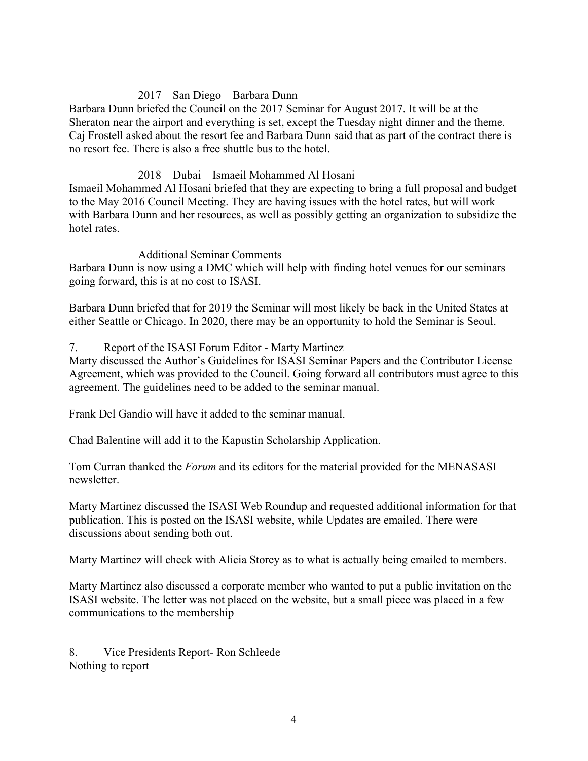2017 San Diego – Barbara Dunn

Barbara Dunn briefed the Council on the 2017 Seminar for August 2017. It will be at the Sheraton near the airport and everything is set, except the Tuesday night dinner and the theme. Caj Frostell asked about the resort fee and Barbara Dunn said that as part of the contract there is no resort fee. There is also a free shuttle bus to the hotel.

2018 Dubai – Ismaeil Mohammed Al Hosani

Ismaeil Mohammed Al Hosani briefed that they are expecting to bring a full proposal and budget to the May 2016 Council Meeting. They are having issues with the hotel rates, but will work with Barbara Dunn and her resources, as well as possibly getting an organization to subsidize the hotel rates.

Additional Seminar Comments

Barbara Dunn is now using a DMC which will help with finding hotel venues for our seminars going forward, this is at no cost to ISASI.

Barbara Dunn briefed that for 2019 the Seminar will most likely be back in the United States at either Seattle or Chicago. In 2020, there may be an opportunity to hold the Seminar is Seoul.

7. Report of the ISASI Forum Editor - Marty Martinez

Marty discussed the Author's Guidelines for ISASI Seminar Papers and the Contributor License Agreement, which was provided to the Council. Going forward all contributors must agree to this agreement. The guidelines need to be added to the seminar manual.

Frank Del Gandio will have it added to the seminar manual.

Chad Balentine will add it to the Kapustin Scholarship Application.

Tom Curran thanked the *Forum* and its editors for the material provided for the MENASASI newsletter.

Marty Martinez discussed the ISASI Web Roundup and requested additional information for that publication. This is posted on the ISASI website, while Updates are emailed. There were discussions about sending both out.

Marty Martinez will check with Alicia Storey as to what is actually being emailed to members.

Marty Martinez also discussed a corporate member who wanted to put a public invitation on the ISASI website. The letter was not placed on the website, but a small piece was placed in a few communications to the membership

8. Vice Presidents Report- Ron Schleede

Nothing to report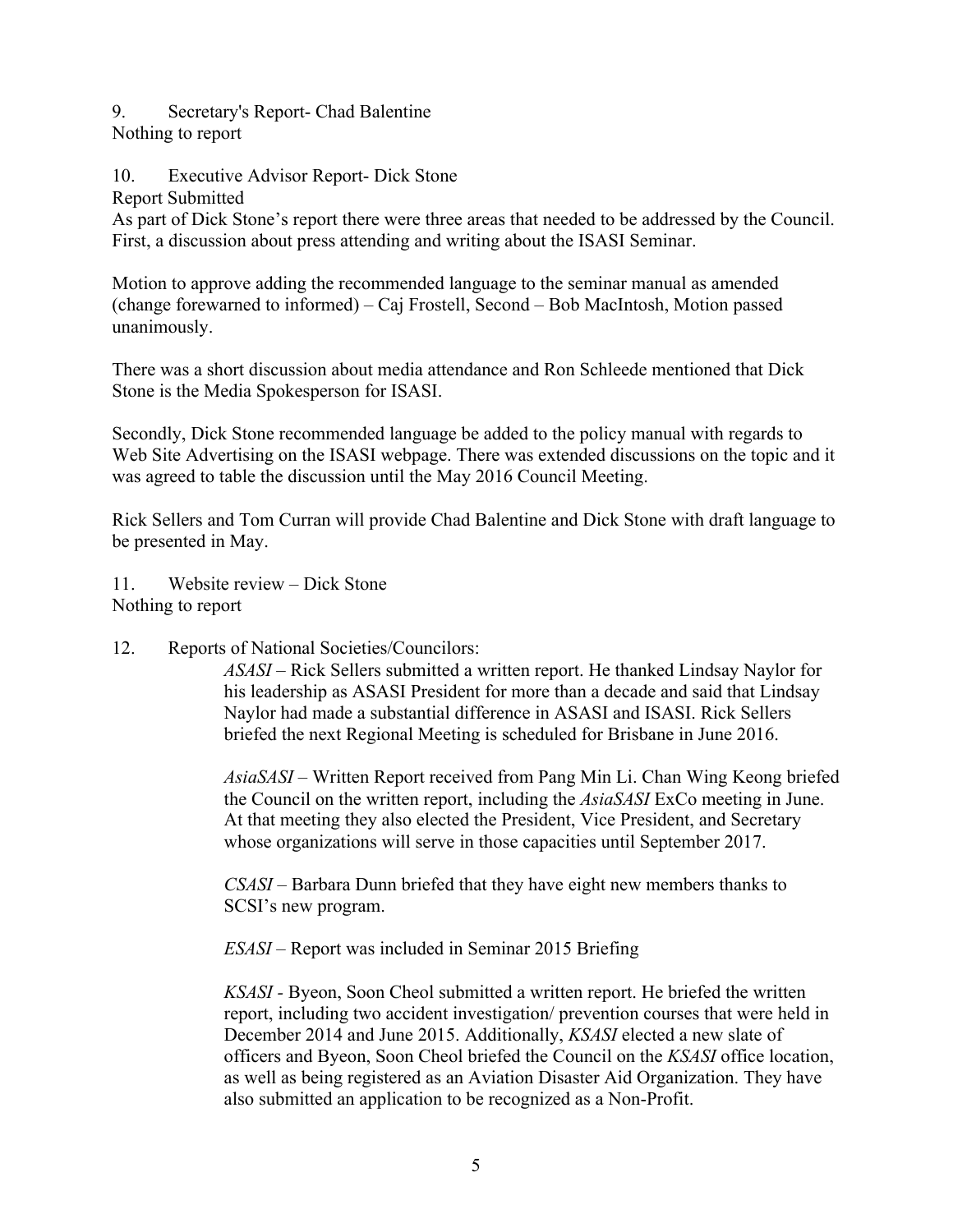9. Secretary's Report- Chad Balentine
Nothing to report

10. Executive Advisor Report- Dick Stone
Report Submitted
As part of Dick Stone's report there were three areas that needed to be addressed by the Council. First, a discussion about press attending and writing about the ISASI Seminar.

Motion to approve adding the recommended language to the seminar manual as amended (change forewarned to informed) – Caj Frostell, Second – Bob MacIntosh, Motion passed unanimously.

There was a short discussion about media attendance and Ron Schleede mentioned that Dick Stone is the Media Spokesperson for ISASI.

Secondly, Dick Stone recommended language be added to the policy manual with regards to Web Site Advertising on the ISASI webpage. There was extended discussions on the topic and it was agreed to table the discussion until the May 2016 Council Meeting.

Rick Sellers and Tom Curran will provide Chad Balentine and Dick Stone with draft language to be presented in May.

11. Website review – Dick Stone
Nothing to report

12. Reports of National Societies/Councilors:

*ASASI* – Rick Sellers submitted a written report. He thanked Lindsay Naylor for his leadership as ASASI President for more than a decade and said that Lindsay Naylor had made a substantial difference in ASASI and ISASI. Rick Sellers briefed the next Regional Meeting is scheduled for Brisbane in June 2016.

*AsiaSASI* – Written Report received from Pang Min Li. Chan Wing Keong briefed the Council on the written report, including the *AsiaSASI* ExCo meeting in June. At that meeting they also elected the President, Vice President, and Secretary whose organizations will serve in those capacities until September 2017.

*CSASI* – Barbara Dunn briefed that they have eight new members thanks to SCSI's new program.

*ESASI* – Report was included in Seminar 2015 Briefing

*KSASI* - Byeon, Soon Cheol submitted a written report. He briefed the written report, including two accident investigation/ prevention courses that were held in December 2014 and June 2015. Additionally, *KSASI* elected a new slate of officers and Byeon, Soon Cheol briefed the Council on the *KSASI* office location, as well as being registered as an Aviation Disaster Aid Organization. They have also submitted an application to be recognized as a Non-Profit.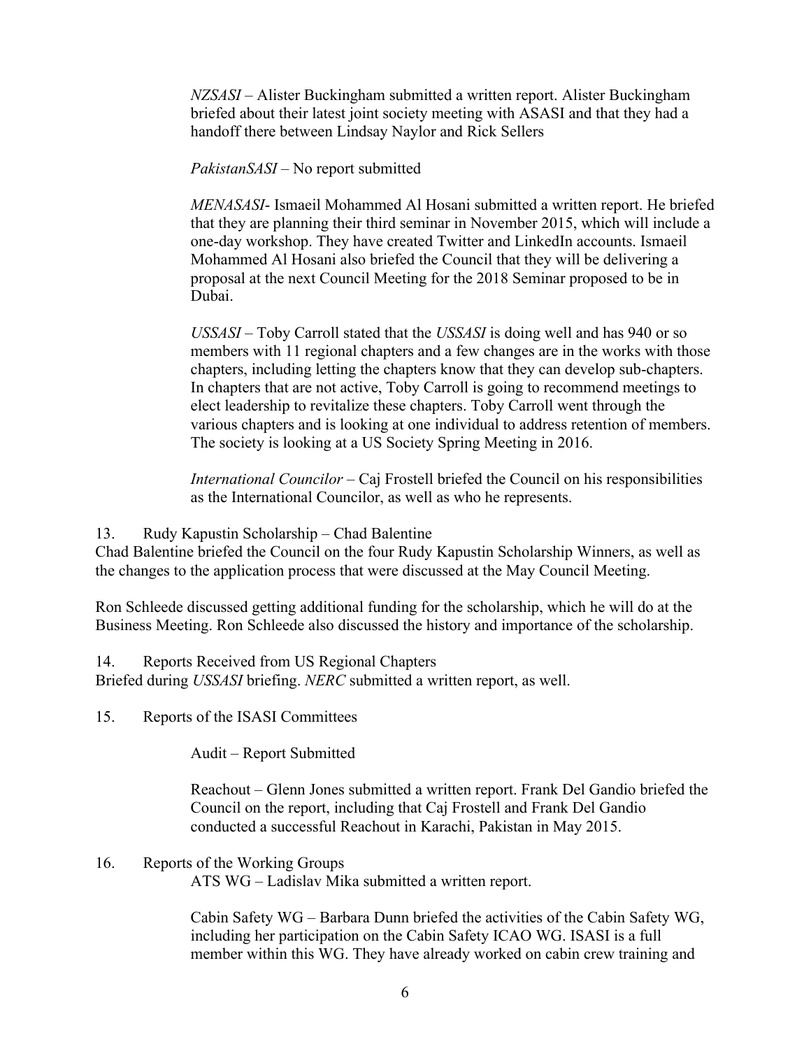*NZSASI* – Alister Buckingham submitted a written report. Alister Buckingham briefed about their latest joint society meeting with ASASI and that they had a handoff there between Lindsay Naylor and Rick Sellers

*PakistanSASI* – No report submitted

*MENASASI*- Ismaeil Mohammed Al Hosani submitted a written report. He briefed that they are planning their third seminar in November 2015, which will include a one-day workshop. They have created Twitter and LinkedIn accounts. Ismaeil Mohammed Al Hosani also briefed the Council that they will be delivering a proposal at the next Council Meeting for the 2018 Seminar proposed to be in Dubai.

*USSASI* – Toby Carroll stated that the *USSASI* is doing well and has 940 or so members with 11 regional chapters and a few changes are in the works with those chapters, including letting the chapters know that they can develop sub-chapters. In chapters that are not active, Toby Carroll is going to recommend meetings to elect leadership to revitalize these chapters. Toby Carroll went through the various chapters and is looking at one individual to address retention of members. The society is looking at a US Society Spring Meeting in 2016.

*International Councilor* – Caj Frostell briefed the Council on his responsibilities as the International Councilor, as well as who he represents.

13. Rudy Kapustin Scholarship – Chad Balentine

Chad Balentine briefed the Council on the four Rudy Kapustin Scholarship Winners, as well as the changes to the application process that were discussed at the May Council Meeting.

Ron Schleede discussed getting additional funding for the scholarship, which he will do at the Business Meeting. Ron Schleede also discussed the history and importance of the scholarship.

14. Reports Received from US Regional Chapters

Briefed during *USSASI* briefing. *NERC* submitted a written report, as well.

15. Reports of the ISASI Committees

Audit – Report Submitted

Reachout – Glenn Jones submitted a written report. Frank Del Gandio briefed the Council on the report, including that Caj Frostell and Frank Del Gandio conducted a successful Reachout in Karachi, Pakistan in May 2015.

16. Reports of the Working Groups

ATS WG – Ladislav Mika submitted a written report.

Cabin Safety WG – Barbara Dunn briefed the activities of the Cabin Safety WG, including her participation on the Cabin Safety ICAO WG. ISASI is a full member within this WG. They have already worked on cabin crew training and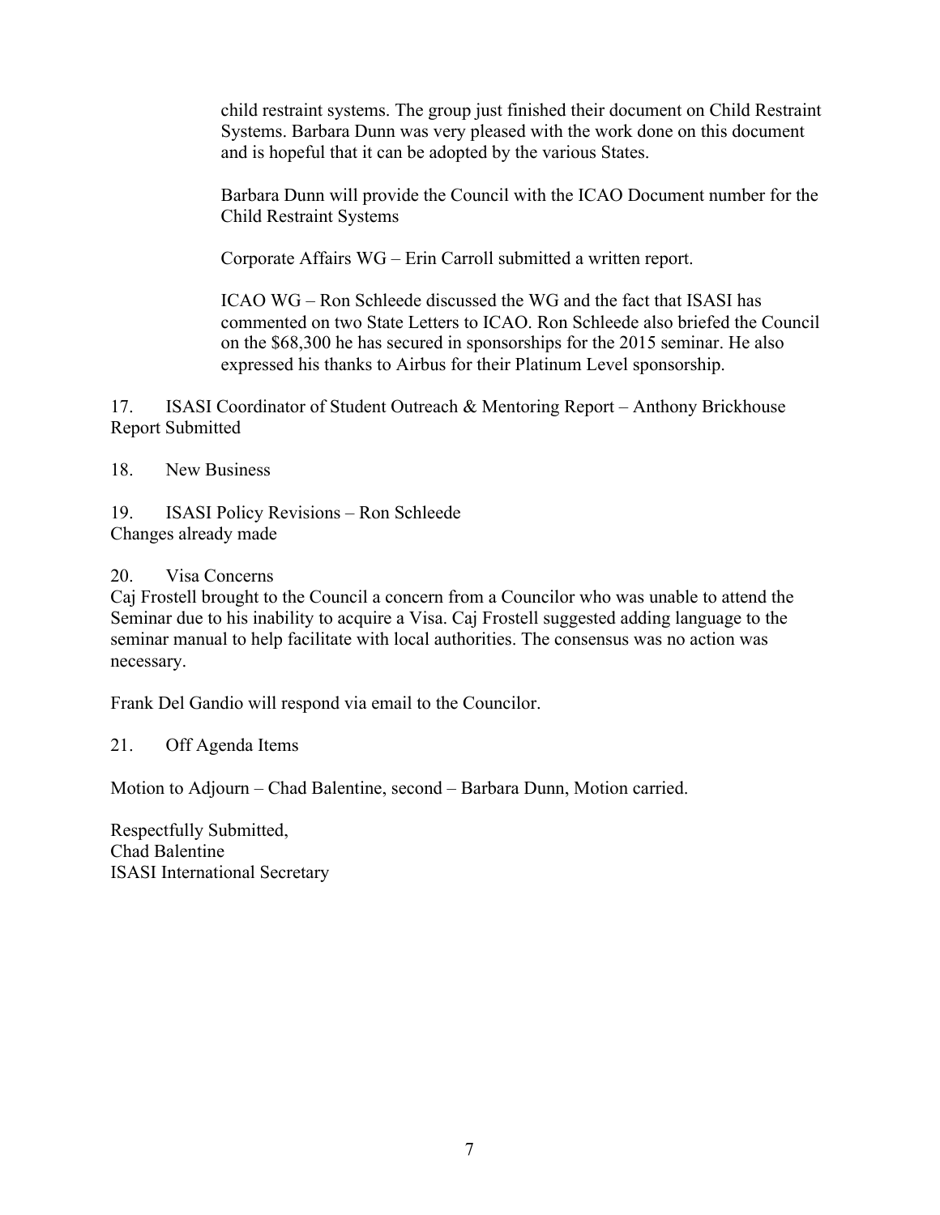child restraint systems. The group just finished their document on Child Restraint Systems. Barbara Dunn was very pleased with the work done on this document and is hopeful that it can be adopted by the various States.

Barbara Dunn will provide the Council with the ICAO Document number for the Child Restraint Systems

Corporate Affairs WG – Erin Carroll submitted a written report.

ICAO WG – Ron Schleede discussed the WG and the fact that ISASI has commented on two State Letters to ICAO. Ron Schleede also briefed the Council on the $68,300 he has secured in sponsorships for the 2015 seminar. He also expressed his thanks to Airbus for their Platinum Level sponsorship.

17. ISASI Coordinator of Student Outreach & Mentoring Report – Anthony Brickhouse
Report Submitted

18. New Business

19. ISASI Policy Revisions – Ron Schleede
Changes already made

20. Visa Concerns
Caj Frostell brought to the Council a concern from a Councilor who was unable to attend the Seminar due to his inability to acquire a Visa. Caj Frostell suggested adding language to the seminar manual to help facilitate with local authorities. The consensus was no action was necessary.

Frank Del Gandio will respond via email to the Councilor.

21. Off Agenda Items

Motion to Adjourn – Chad Balentine, second – Barbara Dunn, Motion carried.

Respectfully Submitted,
Chad Balentine
ISASI International Secretary